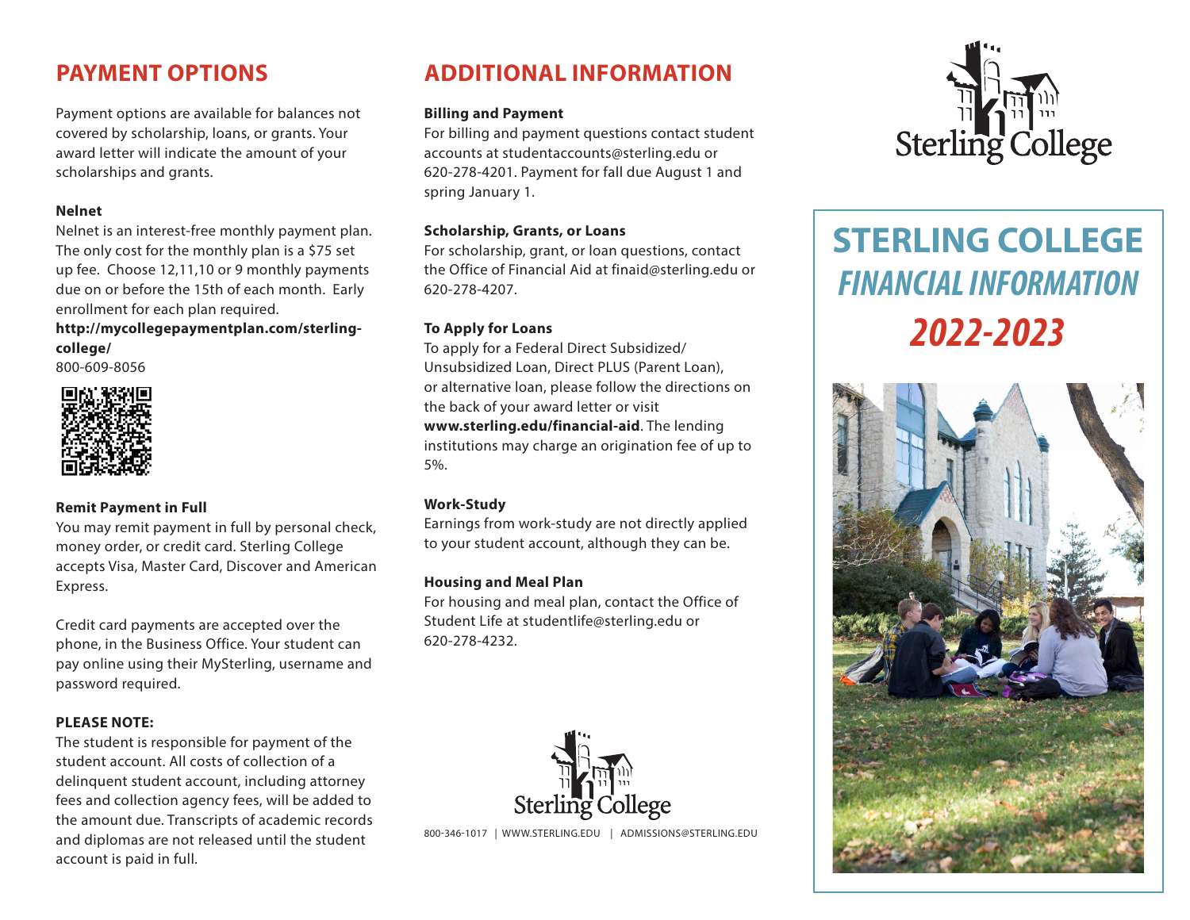## PAYMENT OPTIONS

Payment options are available for balances not covered by scholarship, loans, or grants. Your award letter will indicate the amount of your scholarships and grants.

**Nelnet**

Nelnet is an interest-free monthly payment plan. The only cost for the monthly plan is a $75 set up fee. Choose 12,11,10 or 9 monthly payments due on or before the 15th of each month. Early enrollment for each plan required.

**http://mycollegepaymentplan.com/sterling-college/**

800-609-8056

**Remit Payment in Full**

You may remit payment in full by personal check, money order, or credit card. Sterling College accepts Visa, Master Card, Discover and American Express.

Credit card payments are accepted over the phone, in the Business Office. Your student can pay online using their MySterling, username and password required.

**PLEASE NOTE:**

The student is responsible for payment of the student account. All costs of collection of a delinquent student account, including attorney fees and collection agency fees, will be added to the amount due. Transcripts of academic records and diplomas are not released until the student account is paid in full.

## ADDITIONAL INFORMATION

**Billing and Payment**

For billing and payment questions contact student accounts at studentaccounts@sterling.edu or 620-278-4201. Payment for fall due August 1 and spring January 1.

**Scholarship, Grants, or Loans**

For scholarship, grant, or loan questions, contact the Office of Financial Aid at finaid@sterling.edu or 620-278-4207.

**To Apply for Loans**

To apply for a Federal Direct Subsidized/ Unsubsidized Loan, Direct PLUS (Parent Loan), or alternative loan, please follow the directions on the back of your award letter or visit **www.sterling.edu/financial-aid**. The lending institutions may charge an origination fee of up to 5%.

**Work-Study**

Earnings from work-study are not directly applied to your student account, although they can be.

**Housing and Meal Plan**

For housing and meal plan, contact the Office of Student Life at studentlife@sterling.edu or 620-278-4232.

Sterling College

800-346-1017 | WWW.STERLING.EDU | ADMISSIONS@STERLING.EDU

Sterling College

# STERLING COLLEGE

## *FINANCIAL INFORMATION*

## *2022-2023*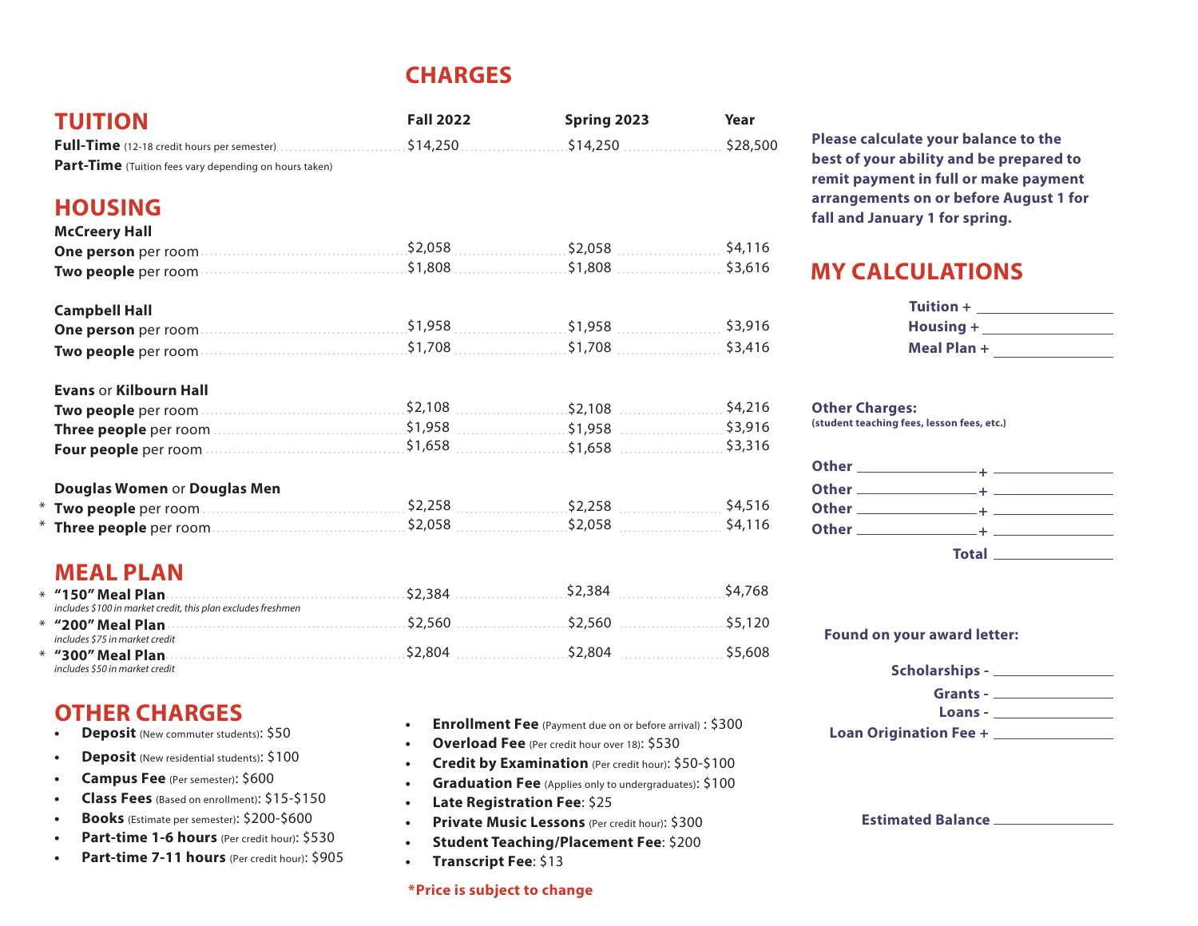# CHARGES

## TUITION

| | Fall 2022 | Spring 2023 | Year |
|---|---|---|---|
| **Full-Time** (12-18 credit hours per semester) | $14,250 | $14,250 | $28,500 |
| **Part-Time** (Tuition fees vary depending on hours taken) | | | |

## HOUSING

| | Fall 2022 | Spring 2023 | Year |
|---|---|---|---|
| **McCreery Hall** | | | |
| **One person** per room | $2,058 | $2,058 | $4,116 |
| **Two people** per room | $1,808 | $1,808 | $3,616 |
| **Campbell Hall** | | | |
| **One person** per room | $1,958 | $1,958 | $3,916 |
| **Two people** per room | $1,708 | $1,708 | $3,416 |
| **Evans** or **Kilbourn Hall** | | | |
| **Two people** per room | $2,108 | $2,108 | $4,216 |
| **Three people** per room | $1,958 | $1,958 | $3,916 |
| **Four people** per room | $1,658 | $1,658 | $3,316 |
| **Douglas Women** or **Douglas Men** | | | |
| * **Two people** per room | $2,258 | $2,258 | $4,516 |
| * **Three people** per room | $2,058 | $2,058 | $4,116 |

## MEAL PLAN

| | Fall 2022 | Spring 2023 | Year |
|---|---|---|---|
| * **"150" Meal Plan** *includes $100 in market credit, this plan excludes freshmen* | $2,384 | $2,384 | $4,768 |
| * **"200" Meal Plan** *includes $75 in market credit* | $2,560 | $2,560 | $5,120 |
| * **"300" Meal Plan** *includes $50 in market credit* | $2,804 | $2,804 | $5,608 |

## OTHER CHARGES

- **Deposit** (New commuter students): $50
- **Deposit** (New residential students): $100
- **Campus Fee** (Per semester): $600
- **Class Fees** (Based on enrollment): $15-$150
- **Books** (Estimate per semester): $200-$600
- **Part-time 1-6 hours** (Per credit hour): $530
- **Part-time 7-11 hours** (Per credit hour): $905
- **Enrollment Fee** (Payment due on or before arrival) : $300
- **Overload Fee** (Per credit hour over 18): $530
- **Credit by Examination** (Per credit hour): $50-$100
- **Graduation Fee** (Applies only to undergraduates): $100
- **Late Registration Fee**: $25
- **Private Music Lessons** (Per credit hour): $300
- **Student Teaching/Placement Fee**: $200
- **Transcript Fee**: $13

**\*Price is subject to change**

**Please calculate your balance to the best of your ability and be prepared to remit payment in full or make payment arrangements on or before August 1 for fall and January 1 for spring.**

## MY CALCULATIONS

**Tuition +** ________________

**Housing +** ________________

**Meal Plan +** ________________

**Other Charges:**
**(student teaching fees, lesson fees, etc.)**

**Other** ______________ **+** ______________

**Other** ______________ **+** ______________

**Other** ______________ **+** ______________

**Other** ______________ **+** ______________

**Total** ________________

**Found on your award letter:**

**Scholarships -** ________________

**Grants -** ________________

**Loans -** ________________

**Loan Origination Fee +** ________________

**Estimated Balance** ________________